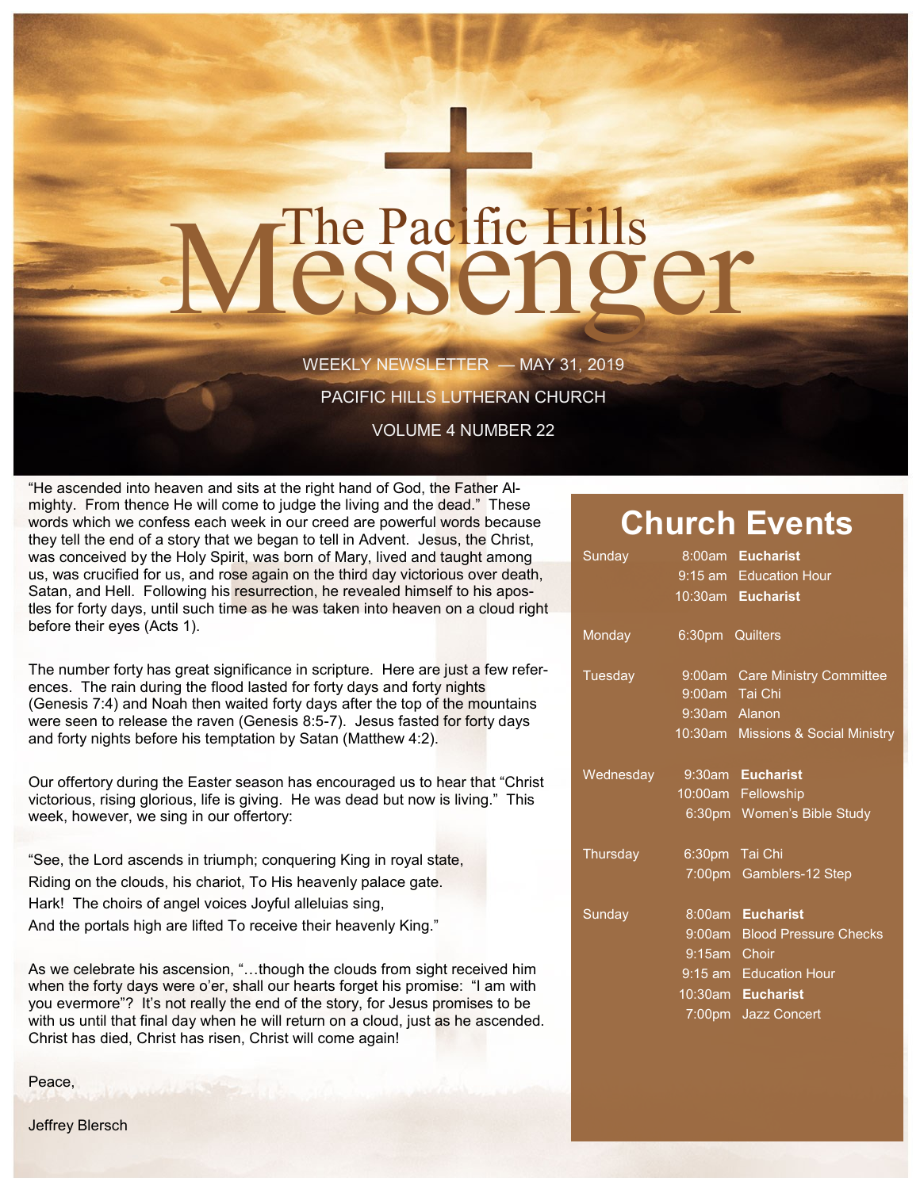# The Pacific Hills Messenger

WEEKLY NEWSLETTER — MAY 31, 2019

PACIFIC HILLS LUTHERAN CHURCH

VOLUME 4 NUMBER 22

"He ascended into heaven and sits at the right hand of God, the Father Almighty. From thence He will come to judge the living and the dead." These words which we confess each week in our creed are powerful words because they tell the end of a story that we began to tell in Advent. Jesus, the Christ, was conceived by the Holy Spirit, was born of Mary, lived and taught among us, was crucified for us, and rose again on the third day victorious over death, Satan, and Hell. Following his resurrection, he revealed himself to his apostles for forty days, until such time as he was taken into heaven on a cloud right before their eyes (Acts 1).

The number forty has great significance in scripture. Here are just a few references. The rain during the flood lasted for forty days and forty nights (Genesis 7:4) and Noah then waited forty days after the top of the mountains were seen to release the raven (Genesis 8:5-7). Jesus fasted for forty days and forty nights before his temptation by Satan (Matthew 4:2).

Our offertory during the Easter season has encouraged us to hear that "Christ victorious, rising glorious, life is giving. He was dead but now is living." This week, however, we sing in our offertory:

"See, the Lord ascends in triumph; conquering King in royal state,
Riding on the clouds, his chariot, To His heavenly palace gate.
Hark! The choirs of angel voices Joyful alleluias sing,
And the portals high are lifted To receive their heavenly King."

As we celebrate his ascension, "…though the clouds from sight received him when the forty days were o'er, shall our hearts forget his promise: "I am with you evermore"? It's not really the end of the story, for Jesus promises to be with us until that final day when he will return on a cloud, just as he ascended. Christ has died, Christ has risen, Christ will come again!

Peace,

Jeffrey Blersch

## Church Events

| Day | Time | Event |
|---|---|---|
| Sunday | 8:00am | **Eucharist** |
| | 9:15 am | Education Hour |
| | 10:30am | **Eucharist** |
| Monday | 6:30pm | Quilters |
| Tuesday | 9:00am | Care Ministry Committee |
| | 9:00am | Tai Chi |
| | 9:30am | Alanon |
| | 10:30am | Missions & Social Ministry |
| Wednesday | 9:30am | **Eucharist** |
| | 10:00am | Fellowship |
| | 6:30pm | Women's Bible Study |
| Thursday | 6:30pm | Tai Chi |
| | 7:00pm | Gamblers-12 Step |
| Sunday | 8:00am | **Eucharist** |
| | 9:00am | Blood Pressure Checks |
| | 9:15am | Choir |
| | 9:15 am | Education Hour |
| | 10:30am | **Eucharist** |
| | 7:00pm | Jazz Concert |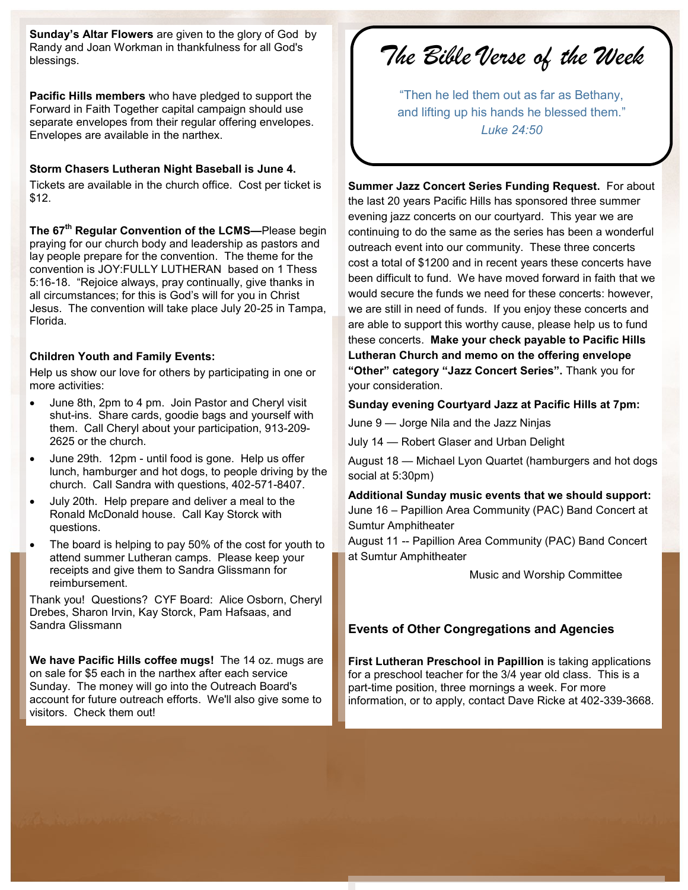**Sunday's Altar Flowers** are given to the glory of God by Randy and Joan Workman in thankfulness for all God's blessings.

**Pacific Hills members** who have pledged to support the Forward in Faith Together capital campaign should use separate envelopes from their regular offering envelopes. Envelopes are available in the narthex.

**Storm Chasers Lutheran Night Baseball is June 4.**

Tickets are available in the church office. Cost per ticket is $12.

**The 67th Regular Convention of the LCMS—**Please begin praying for our church body and leadership as pastors and lay people prepare for the convention. The theme for the convention is JOY:FULLY LUTHERAN based on 1 Thess 5:16-18. "Rejoice always, pray continually, give thanks in all circumstances; for this is God's will for you in Christ Jesus. The convention will take place July 20-25 in Tampa, Florida.

**Children Youth and Family Events:**

Help us show our love for others by participating in one or more activities:

- June 8th, 2pm to 4 pm. Join Pastor and Cheryl visit shut-ins. Share cards, goodie bags and yourself with them. Call Cheryl about your participation, 913-209-2625 or the church.
- June 29th. 12pm - until food is gone. Help us offer lunch, hamburger and hot dogs, to people driving by the church. Call Sandra with questions, 402-571-8407.
- July 20th. Help prepare and deliver a meal to the Ronald McDonald house. Call Kay Storck with questions.
- The board is helping to pay 50% of the cost for youth to attend summer Lutheran camps. Please keep your receipts and give them to Sandra Glissmann for reimbursement.

Thank you! Questions? CYF Board: Alice Osborn, Cheryl Drebes, Sharon Irvin, Kay Storck, Pam Hafsaas, and Sandra Glissmann

**We have Pacific Hills coffee mugs!** The 14 oz. mugs are on sale for $5 each in the narthex after each service Sunday. The money will go into the Outreach Board's account for future outreach efforts. We'll also give some to visitors. Check them out!

## *The Bible Verse of the Week*

"Then he led them out as far as Bethany, and lifting up his hands he blessed them."
*Luke 24:50*

**Summer Jazz Concert Series Funding Request.** For about the last 20 years Pacific Hills has sponsored three summer evening jazz concerts on our courtyard. This year we are continuing to do the same as the series has been a wonderful outreach event into our community. These three concerts cost a total of $1200 and in recent years these concerts have been difficult to fund. We have moved forward in faith that we would secure the funds we need for these concerts: however, we are still in need of funds. If you enjoy these concerts and are able to support this worthy cause, please help us to fund these concerts. **Make your check payable to Pacific Hills Lutheran Church and memo on the offering envelope "Other" category "Jazz Concert Series".** Thank you for your consideration.

**Sunday evening Courtyard Jazz at Pacific Hills at 7pm:**

June 9 — Jorge Nila and the Jazz Ninjas

July 14 — Robert Glaser and Urban Delight

August 18 — Michael Lyon Quartet (hamburgers and hot dogs social at 5:30pm)

**Additional Sunday music events that we should support:**

June 16 – Papillion Area Community (PAC) Band Concert at Sumtur Amphitheater

August 11 -- Papillion Area Community (PAC) Band Concert at Sumtur Amphitheater

Music and Worship Committee

### Events of Other Congregations and Agencies

**First Lutheran Preschool in Papillion** is taking applications for a preschool teacher for the 3/4 year old class. This is a part-time position, three mornings a week. For more information, or to apply, contact Dave Ricke at 402-339-3668.